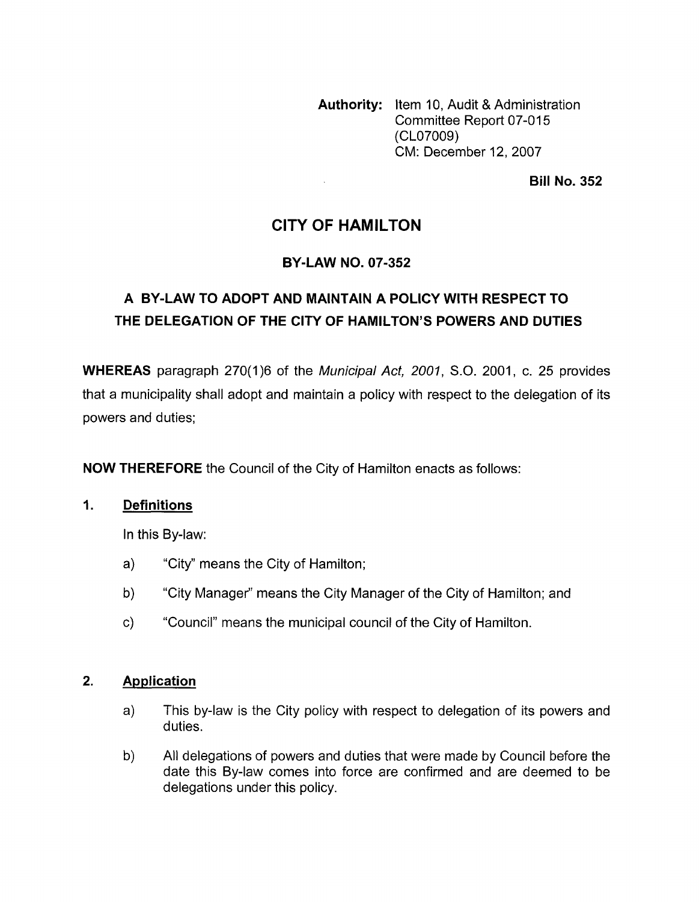**Authority:** Item 10, Audit & Administration Committee Report 07-015 (CL07009)
CM: December 12, 2007

**Bill No. 352**

# CITY OF HAMILTON

## BY-LAW NO. 07-352

## A BY-LAW TO ADOPT AND MAINTAIN A POLICY WITH RESPECT TO THE DELEGATION OF THE CITY OF HAMILTON'S POWERS AND DUTIES

**WHEREAS** paragraph 270(1)6 of the *Municipal Act, 2001*, S.O. 2001, c. 25 provides that a municipality shall adopt and maintain a policy with respect to the delegation of its powers and duties;

**NOW THEREFORE** the Council of the City of Hamilton enacts as follows:

**1. Definitions**

In this By-law:

a) "City" means the City of Hamilton;

b) "City Manager" means the City Manager of the City of Hamilton; and

c) "Council" means the municipal council of the City of Hamilton.

**2. Application**

a) This by-law is the City policy with respect to delegation of its powers and duties.

b) All delegations of powers and duties that were made by Council before the date this By-law comes into force are confirmed and are deemed to be delegations under this policy.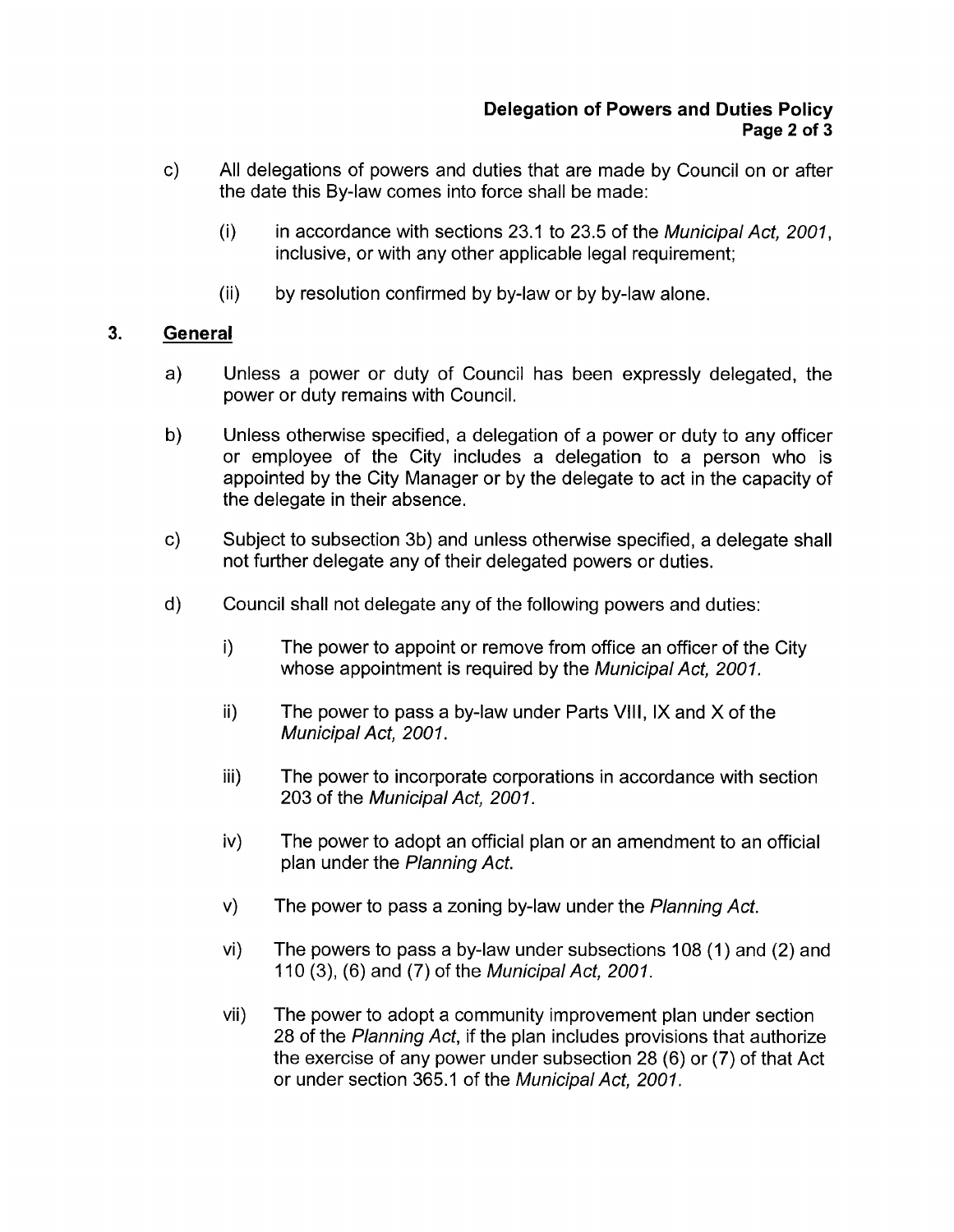c) All delegations of powers and duties that are made by Council on or after the date this By-law comes into force shall be made:

  (i) in accordance with sections 23.1 to 23.5 of the *Municipal Act, 2001*, inclusive, or with any other applicable legal requirement;

  (ii) by resolution confirmed by by-law or by by-law alone.

## 3. General

a) Unless a power or duty of Council has been expressly delegated, the power or duty remains with Council.

b) Unless otherwise specified, a delegation of a power or duty to any officer or employee of the City includes a delegation to a person who is appointed by the City Manager or by the delegate to act in the capacity of the delegate in their absence.

c) Subject to subsection 3b) and unless otherwise specified, a delegate shall not further delegate any of their delegated powers or duties.

d) Council shall not delegate any of the following powers and duties:

  i) The power to appoint or remove from office an officer of the City whose appointment is required by the *Municipal Act, 2001*.

  ii) The power to pass a by-law under Parts VIII, IX and X of the *Municipal Act, 2001*.

  iii) The power to incorporate corporations in accordance with section 203 of the *Municipal Act, 2001*.

  iv) The power to adopt an official plan or an amendment to an official plan under the *Planning Act*.

  v) The power to pass a zoning by-law under the *Planning Act*.

  vi) The powers to pass a by-law under subsections 108 (1) and (2) and 110 (3), (6) and (7) of the *Municipal Act, 2001*.

  vii) The power to adopt a community improvement plan under section 28 of the *Planning Act*, if the plan includes provisions that authorize the exercise of any power under subsection 28 (6) or (7) of that Act or under section 365.1 of the *Municipal Act, 2001*.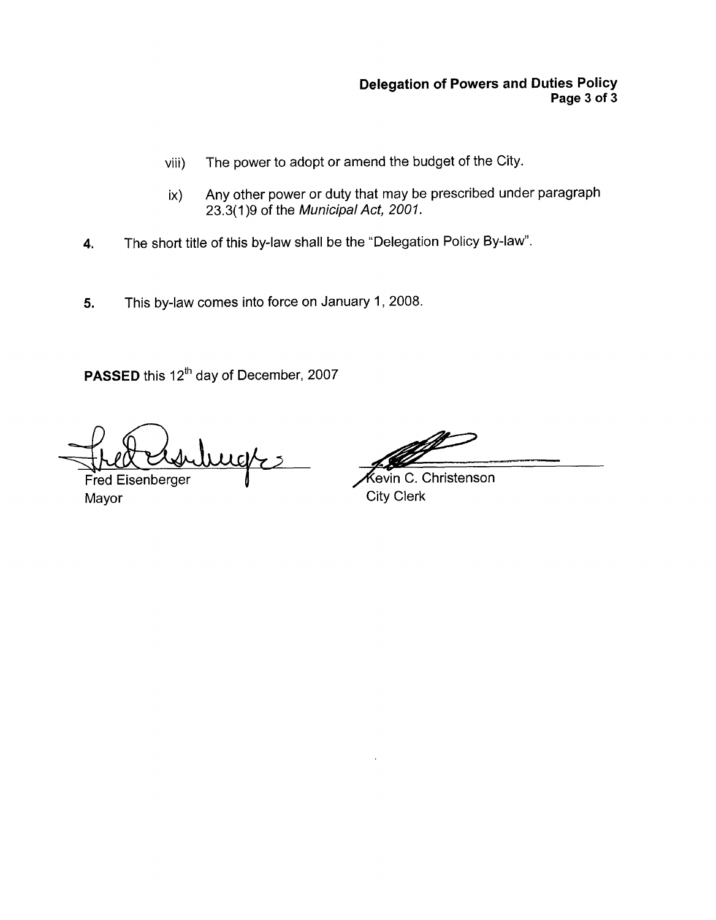viii) The power to adopt or amend the budget of the City.

ix) Any other power or duty that may be prescribed under paragraph 23.3(1)9 of the *Municipal Act, 2001*.

**4.** The short title of this by-law shall be the "Delegation Policy By-law".

**5.** This by-law comes into force on January 1, 2008.

**PASSED** this 12th day of December, 2007

Fred Eisenberger
Mayor

Kevin C. Christenson
City Clerk